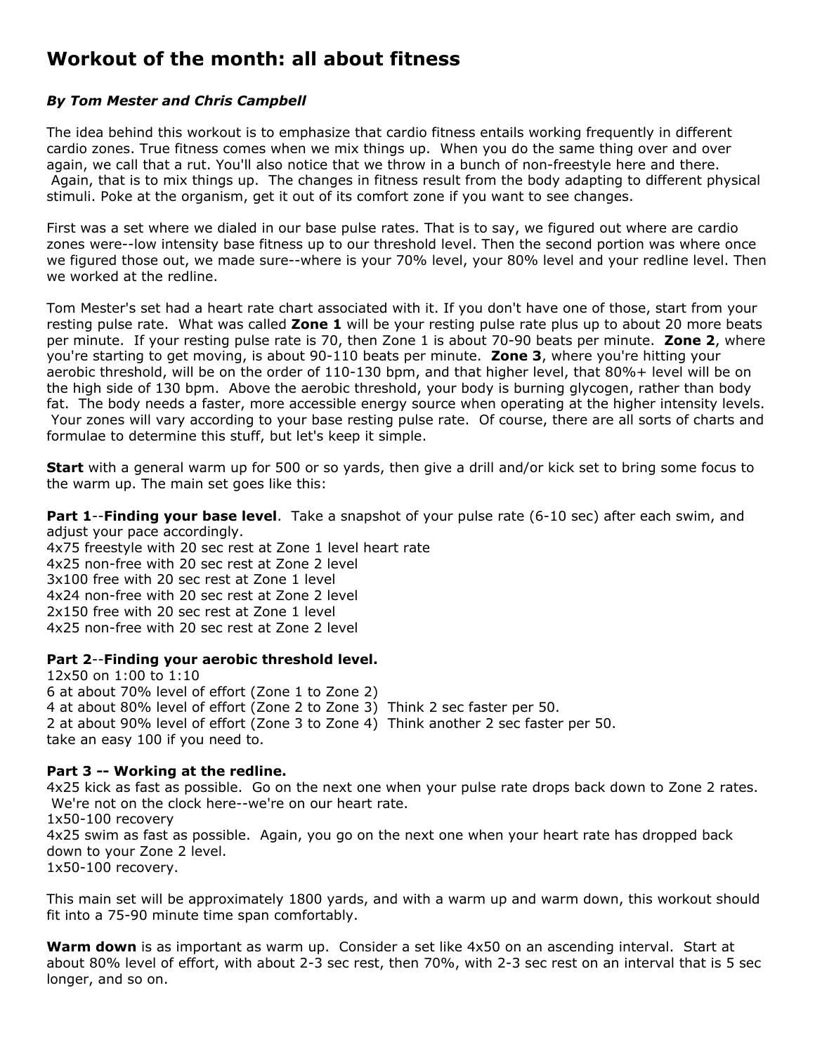# Workout of the month: all about fitness

***By Tom Mester and Chris Campbell***

The idea behind this workout is to emphasize that cardio fitness entails working frequently in different cardio zones. True fitness comes when we mix things up. When you do the same thing over and over again, we call that a rut. You'll also notice that we throw in a bunch of non-freestyle here and there. Again, that is to mix things up. The changes in fitness result from the body adapting to different physical stimuli. Poke at the organism, get it out of its comfort zone if you want to see changes.

First was a set where we dialed in our base pulse rates. That is to say, we figured out where are cardio zones were--low intensity base fitness up to our threshold level. Then the second portion was where once we figured those out, we made sure--where is your 70% level, your 80% level and your redline level. Then we worked at the redline.

Tom Mester's set had a heart rate chart associated with it. If you don't have one of those, start from your resting pulse rate. What was called **Zone 1** will be your resting pulse rate plus up to about 20 more beats per minute. If your resting pulse rate is 70, then Zone 1 is about 70-90 beats per minute. **Zone 2**, where you're starting to get moving, is about 90-110 beats per minute. **Zone 3**, where you're hitting your aerobic threshold, will be on the order of 110-130 bpm, and that higher level, that 80%+ level will be on the high side of 130 bpm. Above the aerobic threshold, your body is burning glycogen, rather than body fat. The body needs a faster, more accessible energy source when operating at the higher intensity levels. Your zones will vary according to your base resting pulse rate. Of course, there are all sorts of charts and formulae to determine this stuff, but let's keep it simple.

**Start** with a general warm up for 500 or so yards, then give a drill and/or kick set to bring some focus to the warm up. The main set goes like this:

**Part 1**--**Finding your base level**. Take a snapshot of your pulse rate (6-10 sec) after each swim, and adjust your pace accordingly.
4x75 freestyle with 20 sec rest at Zone 1 level heart rate
4x25 non-free with 20 sec rest at Zone 2 level
3x100 free with 20 sec rest at Zone 1 level
4x24 non-free with 20 sec rest at Zone 2 level
2x150 free with 20 sec rest at Zone 1 level
4x25 non-free with 20 sec rest at Zone 2 level

**Part 2**--**Finding your aerobic threshold level.**
12x50 on 1:00 to 1:10
6 at about 70% level of effort (Zone 1 to Zone 2)
4 at about 80% level of effort (Zone 2 to Zone 3) Think 2 sec faster per 50.
2 at about 90% level of effort (Zone 3 to Zone 4) Think another 2 sec faster per 50.
take an easy 100 if you need to.

**Part 3 -- Working at the redline.**
4x25 kick as fast as possible. Go on the next one when your pulse rate drops back down to Zone 2 rates. We're not on the clock here--we're on our heart rate.
1x50-100 recovery
4x25 swim as fast as possible. Again, you go on the next one when your heart rate has dropped back down to your Zone 2 level.
1x50-100 recovery.

This main set will be approximately 1800 yards, and with a warm up and warm down, this workout should fit into a 75-90 minute time span comfortably.

**Warm down** is as important as warm up. Consider a set like 4x50 on an ascending interval. Start at about 80% level of effort, with about 2-3 sec rest, then 70%, with 2-3 sec rest on an interval that is 5 sec longer, and so on.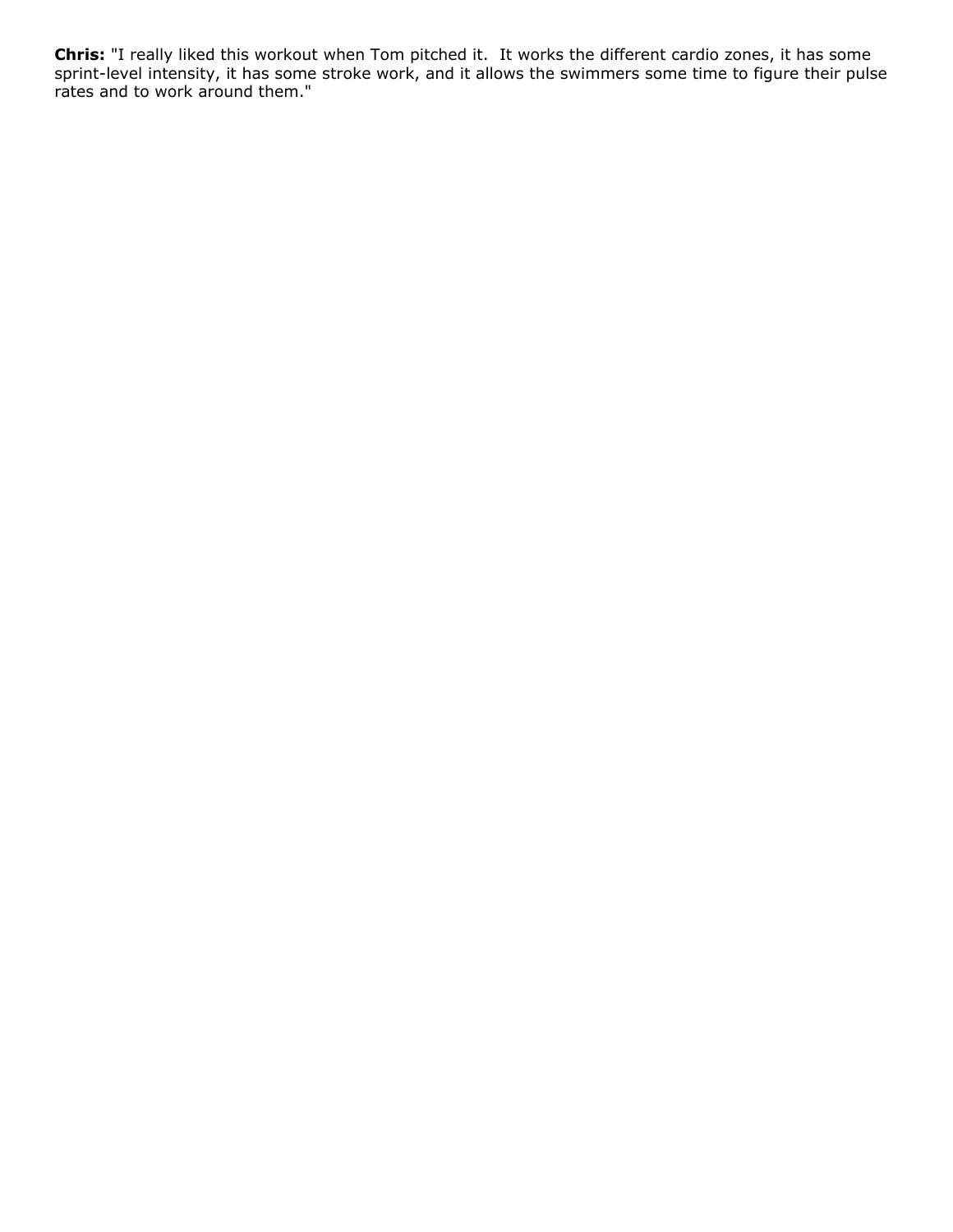**Chris:** "I really liked this workout when Tom pitched it.  It works the different cardio zones, it has some sprint-level intensity, it has some stroke work, and it allows the swimmers some time to figure their pulse rates and to work around them."